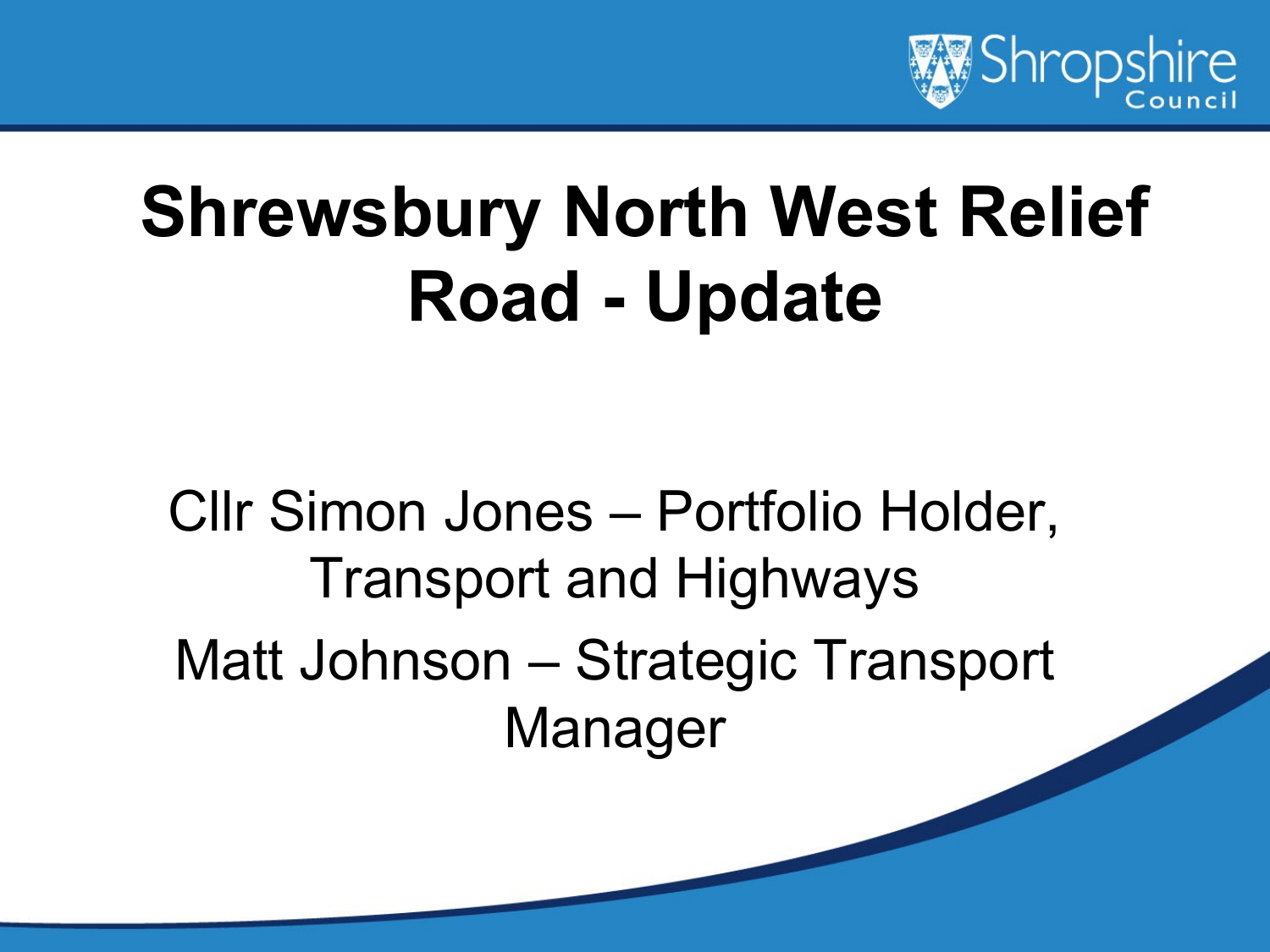# Shrewsbury North West Relief Road - Update

Cllr Simon Jones – Portfolio Holder, Transport and Highways

Matt Johnson – Strategic Transport Manager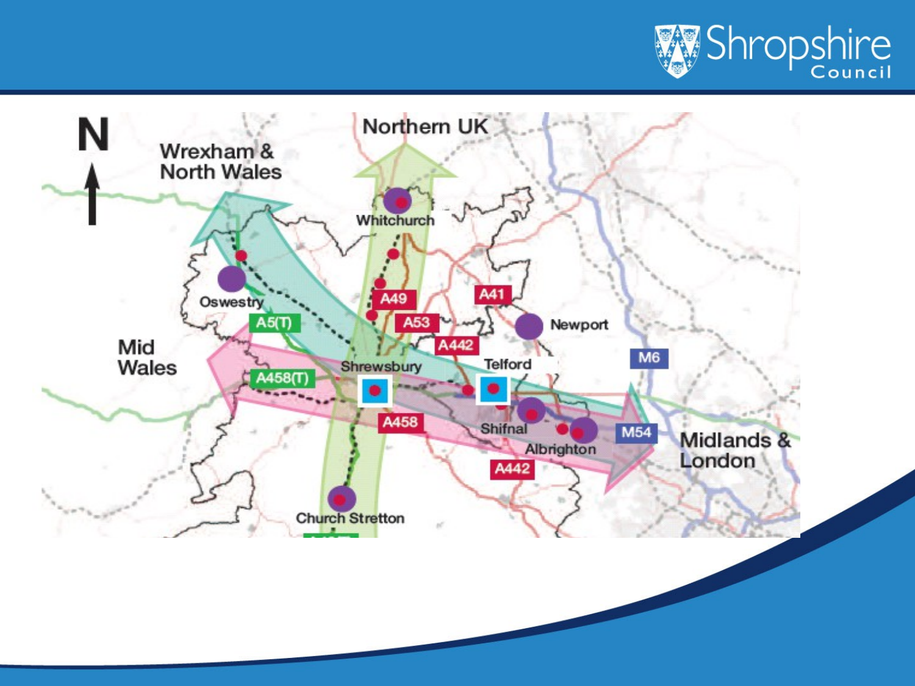N

Northern UK

Wrexham & North Wales

Whitchurch

Oswestry

A49

A41

A5(T)

A53

Newport

Mid Wales

A442

Shrewsbury

Telford

M6

A458(T)

A458

Shifnal

M54

Albrighton

Midlands & London

A442

Church Stretton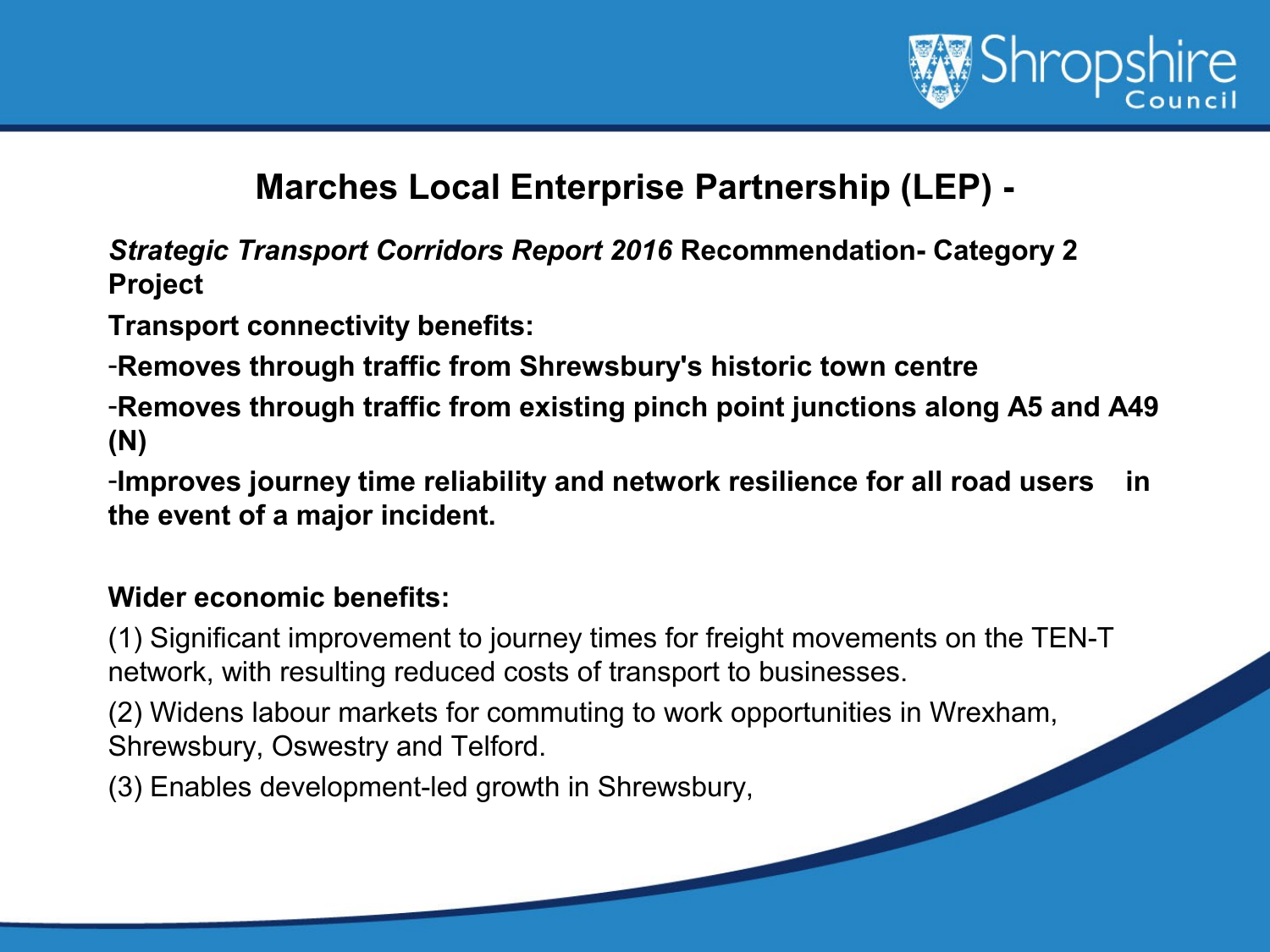## Marches Local Enterprise Partnership (LEP) -

***Strategic Transport Corridors Report 2016* Recommendation- Category 2 Project**

**Transport connectivity benefits:**

- **Removes through traffic from Shrewsbury's historic town centre**
- **Removes through traffic from existing pinch point junctions along A5 and A49 (N)**
- **Improves journey time reliability and network resilience for all road users in the event of a major incident.**

**Wider economic benefits:**

(1) Significant improvement to journey times for freight movements on the TEN-T network, with resulting reduced costs of transport to businesses.

(2) Widens labour markets for commuting to work opportunities in Wrexham, Shrewsbury, Oswestry and Telford.

(3) Enables development-led growth in Shrewsbury,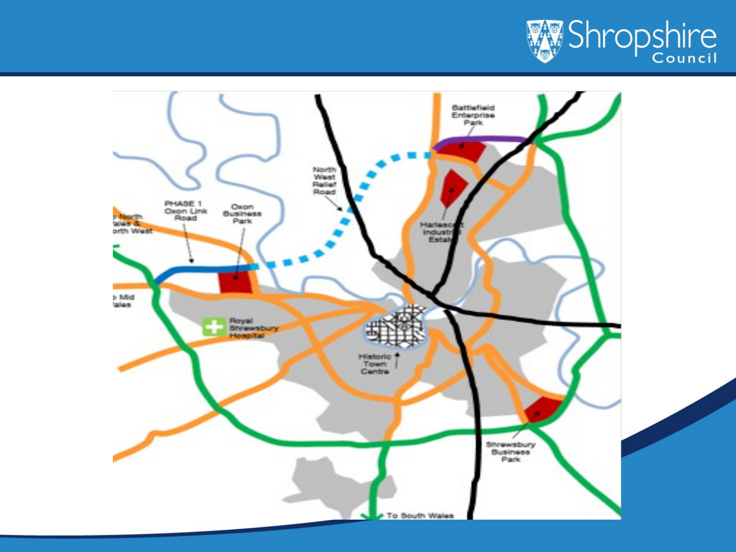Battlefield Enterprise Park

North West Relief Road

PHASE 1 Oxon Link Road

Oxon Business Park

To North Wales & North West

To Mid Wales

Harlescott Industrial Estate

Royal Shrewsbury Hospital

Historic Town Centre

Shrewsbury Business Park

To South Wales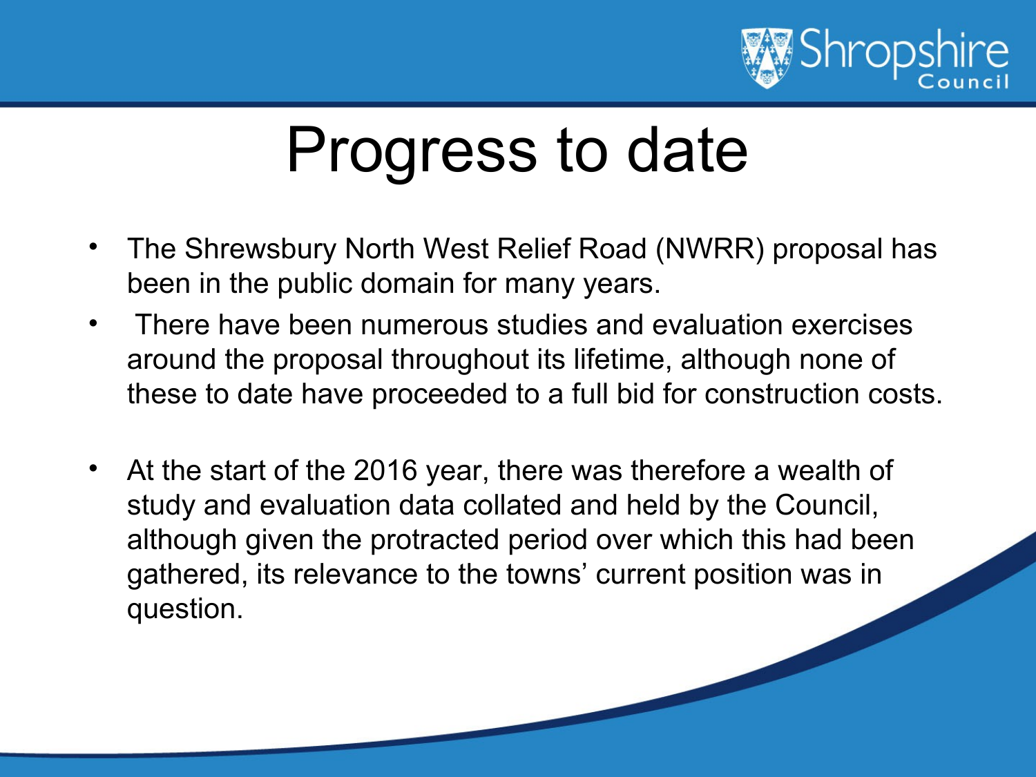# Progress to date

- The Shrewsbury North West Relief Road (NWRR) proposal has been in the public domain for many years.
- There have been numerous studies and evaluation exercises around the proposal throughout its lifetime, although none of these to date have proceeded to a full bid for construction costs.
- At the start of the 2016 year, there was therefore a wealth of study and evaluation data collated and held by the Council, although given the protracted period over which this had been gathered, its relevance to the towns' current position was in question.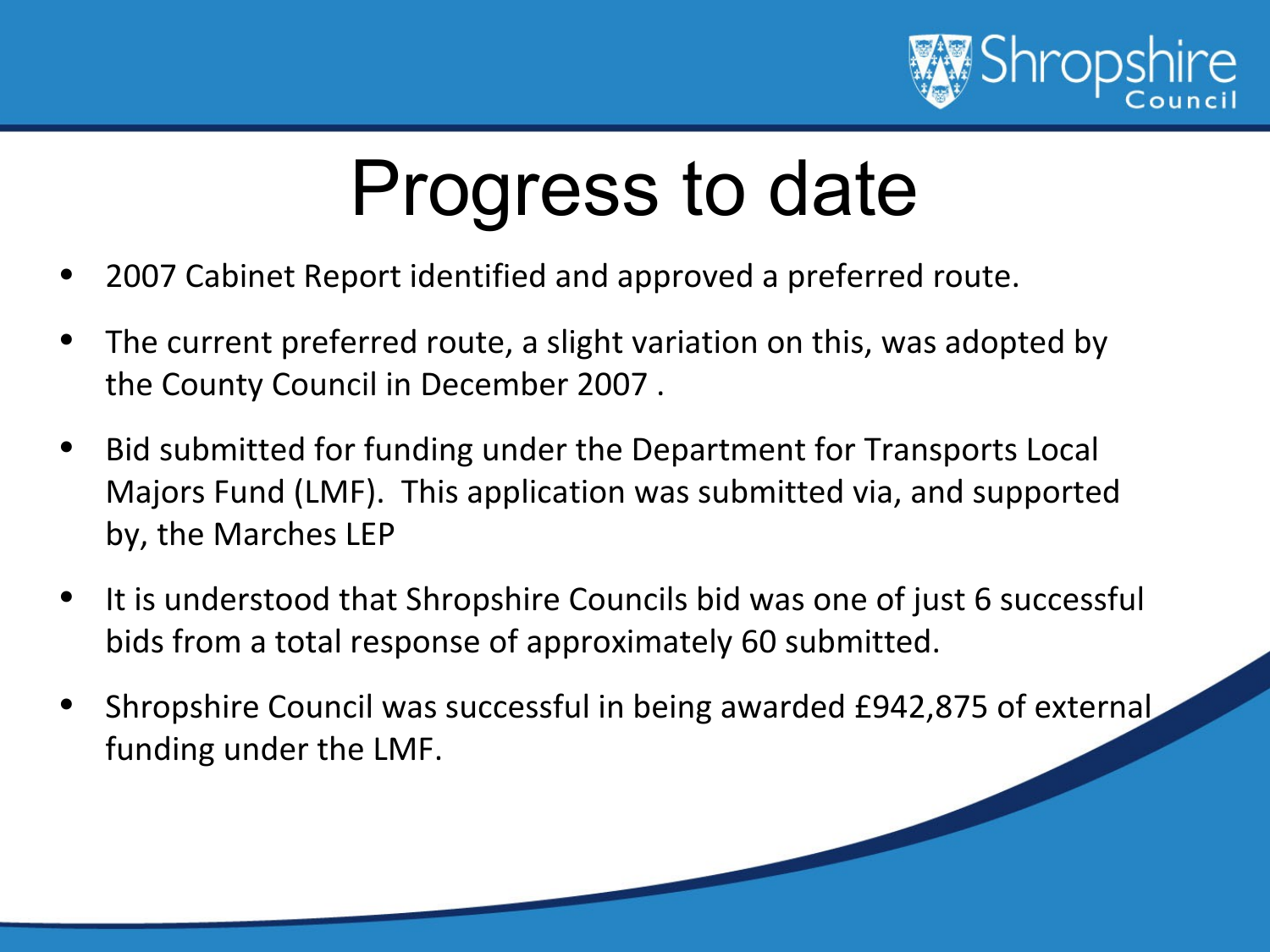# Progress to date

- 2007 Cabinet Report identified and approved a preferred route.
- The current preferred route, a slight variation on this, was adopted by the County Council in December 2007 .
- Bid submitted for funding under the Department for Transports Local Majors Fund (LMF). This application was submitted via, and supported by, the Marches LEP
- It is understood that Shropshire Councils bid was one of just 6 successful bids from a total response of approximately 60 submitted.
- Shropshire Council was successful in being awarded £942,875 of external funding under the LMF.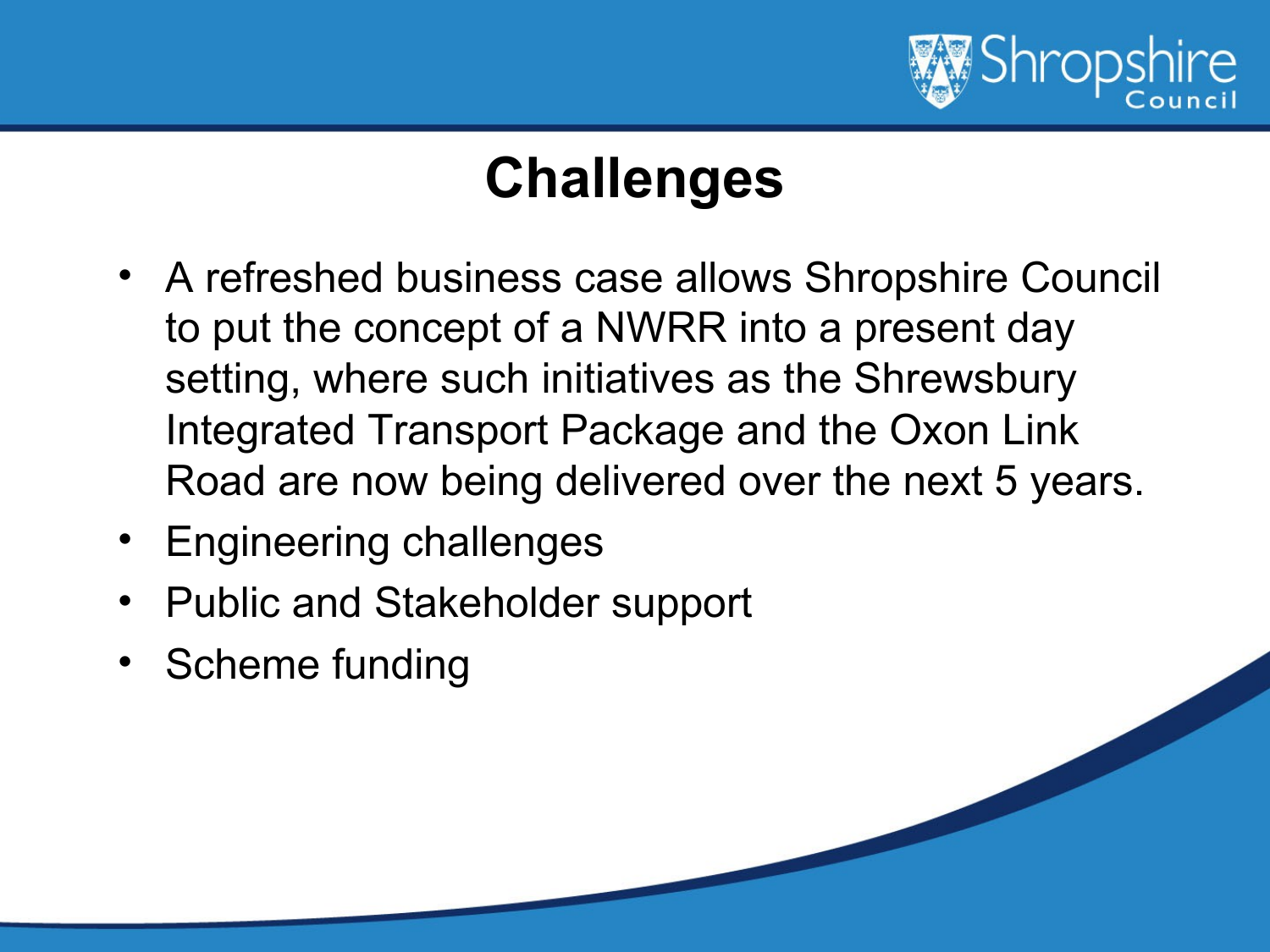# Challenges

- A refreshed business case allows Shropshire Council to put the concept of a NWRR into a present day setting, where such initiatives as the Shrewsbury Integrated Transport Package and the Oxon Link Road are now being delivered over the next 5 years.
- Engineering challenges
- Public and Stakeholder support
- Scheme funding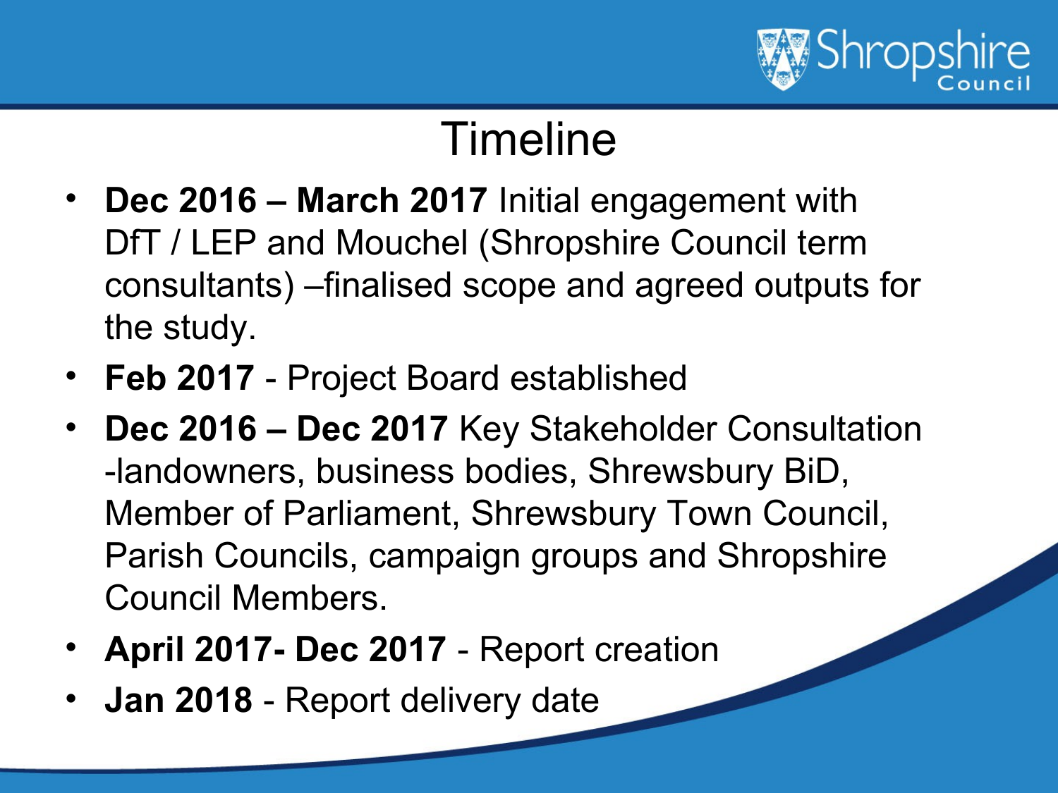# Timeline

- **Dec 2016 – March 2017** Initial engagement with DfT / LEP and Mouchel (Shropshire Council term consultants) –finalised scope and agreed outputs for the study.
- **Feb 2017** - Project Board established
- **Dec 2016 – Dec 2017** Key Stakeholder Consultation -landowners, business bodies, Shrewsbury BiD, Member of Parliament, Shrewsbury Town Council, Parish Councils, campaign groups and Shropshire Council Members.
- **April 2017- Dec 2017** - Report creation
- **Jan 2018** - Report delivery date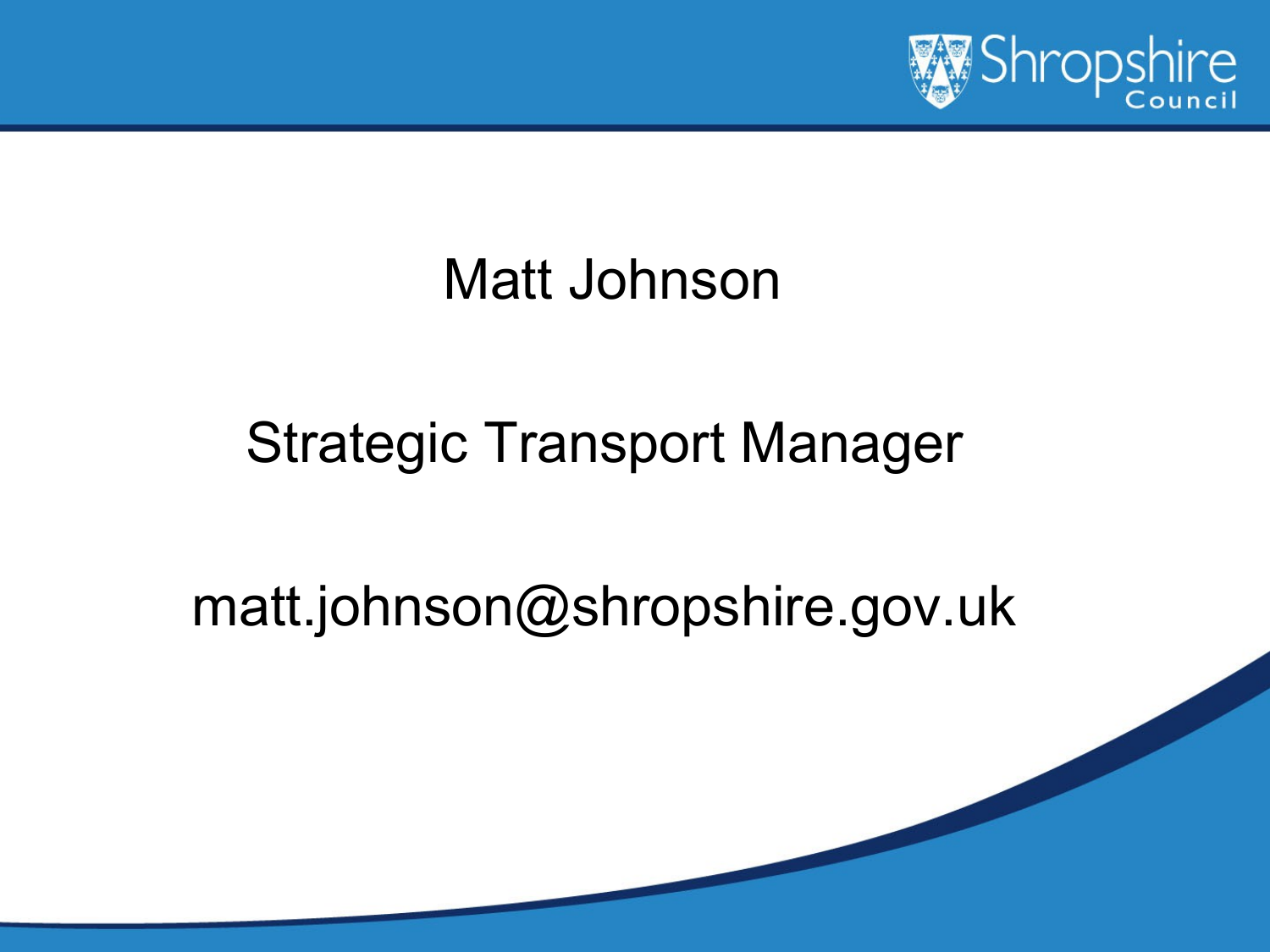Matt Johnson

Strategic Transport Manager

matt.johnson@shropshire.gov.uk